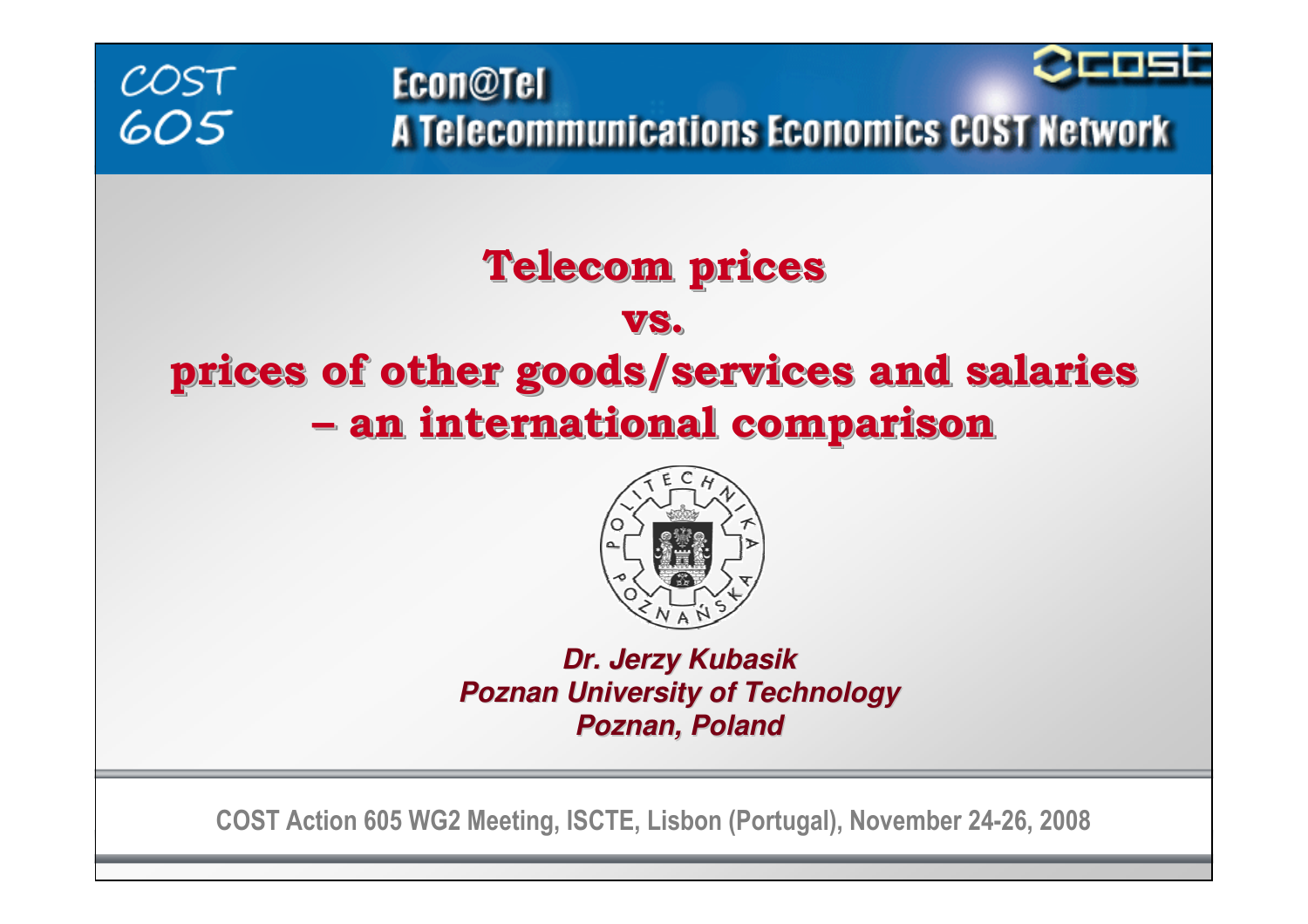COST 605

Econ@Tel
A Telecommunications Economics COST Network

# Telecom prices vs. prices of other goods/services and salaries – an international comparison

***Dr. Jerzy Kubasik***
***Poznan University of Technology***
***Poznan, Poland***

COST Action 605 WG2 Meeting, ISCTE, Lisbon (Portugal), November 24-26, 2008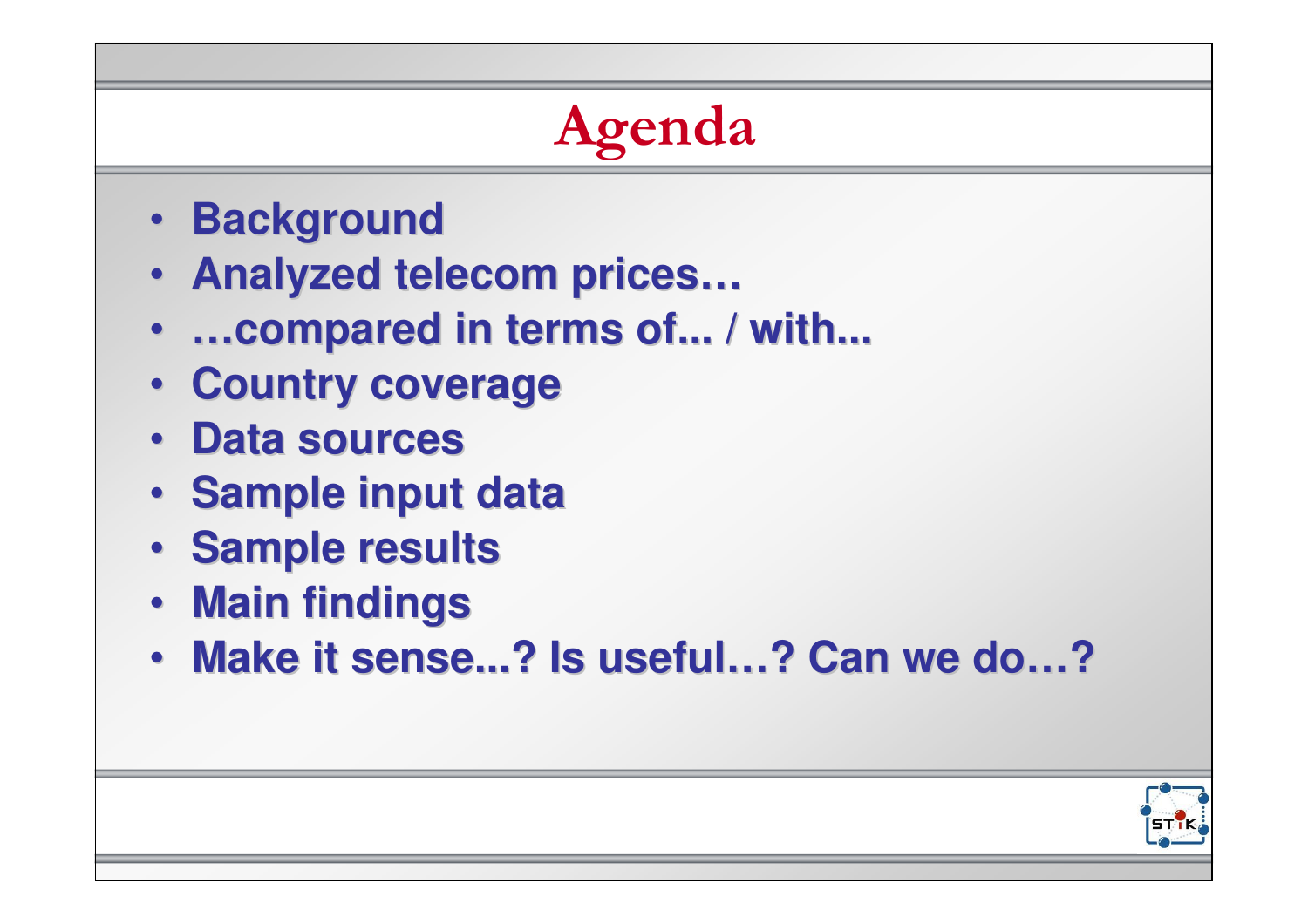# Agenda

- Background
- Analyzed telecom prices…
- …compared in terms of... / with...
- Country coverage
- Data sources
- Sample input data
- Sample results
- Main findings
- Make it sense...? Is useful…? Can we do…?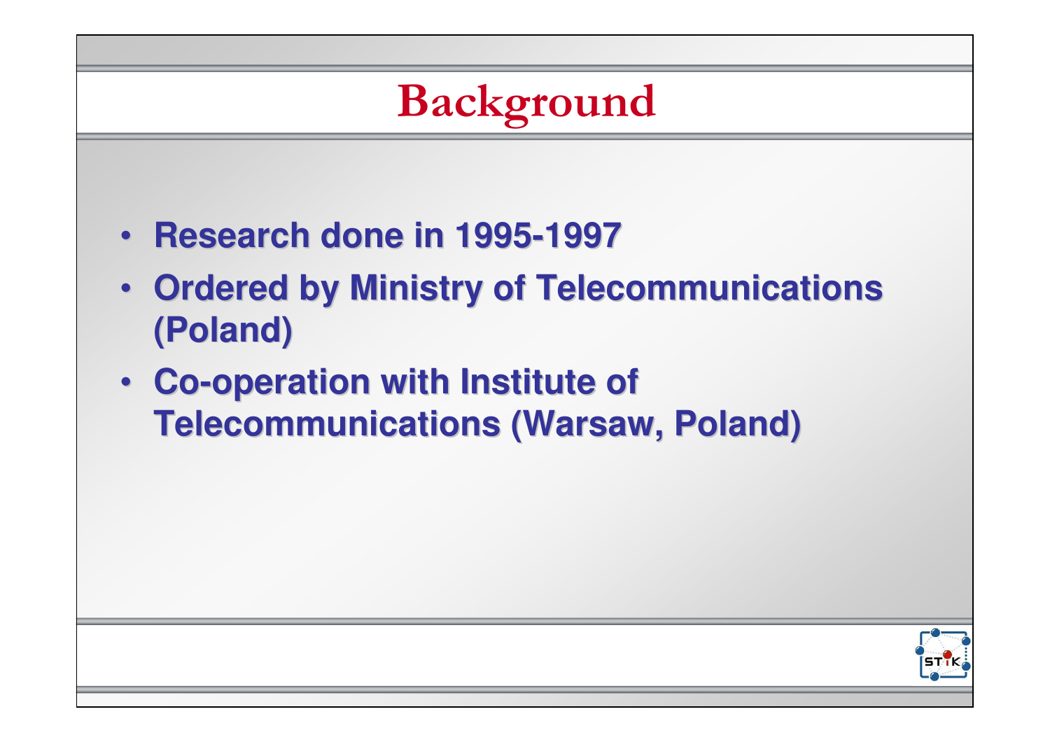# Background

- **Research done in 1995-1997**
- **Ordered by Ministry of Telecommunications (Poland)**
- **Co-operation with Institute of Telecommunications (Warsaw, Poland)**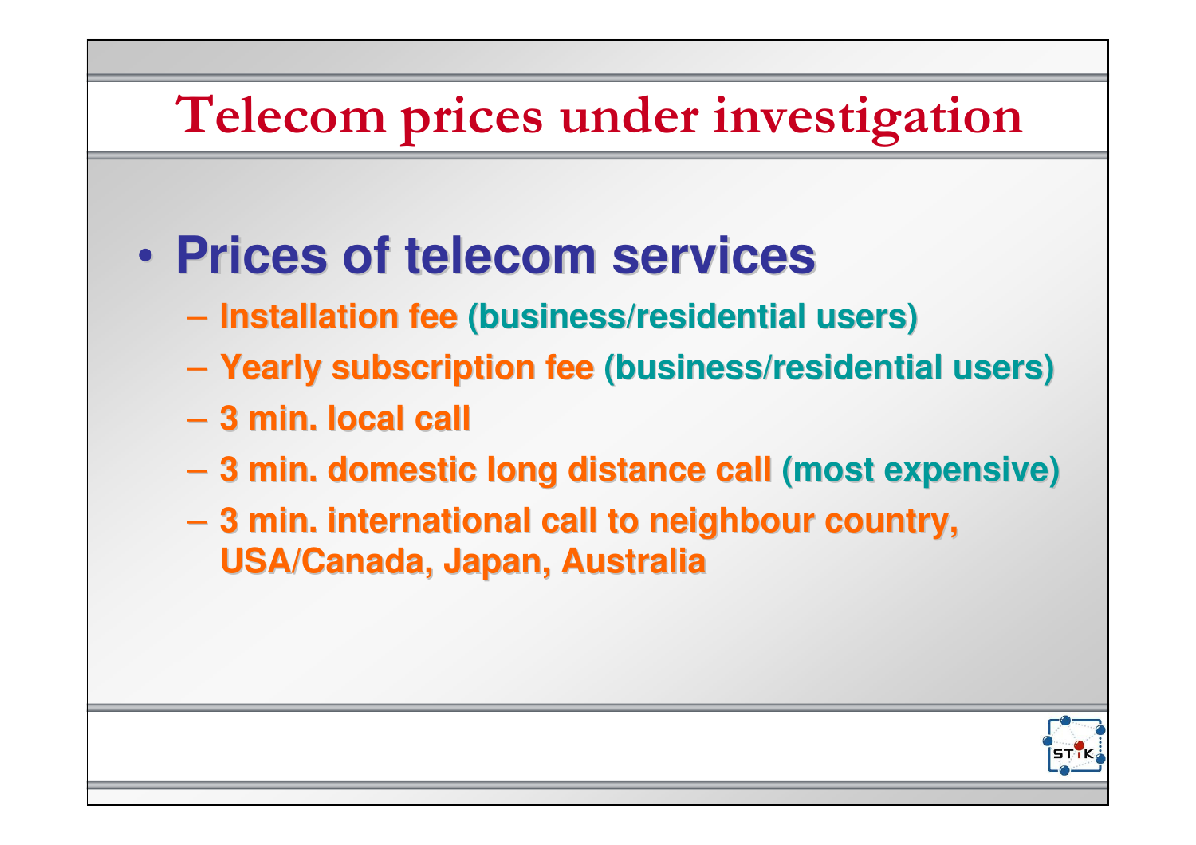# Telecom prices under investigation

- **Prices of telecom services**
  - **Installation fee (business/residential users)**
  - **Yearly subscription fee (business/residential users)**
  - **3 min. local call**
  - **3 min. domestic long distance call (most expensive)**
  - **3 min. international call to neighbour country, USA/Canada, Japan, Australia**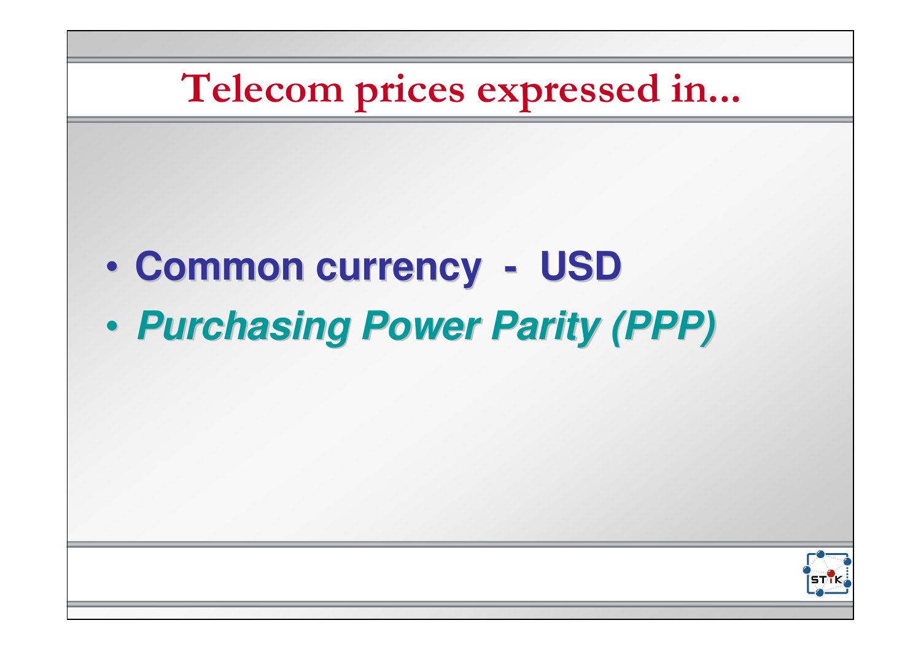# Telecom prices expressed in...

- **Common currency - USD**
- ***Purchasing Power Parity (PPP)***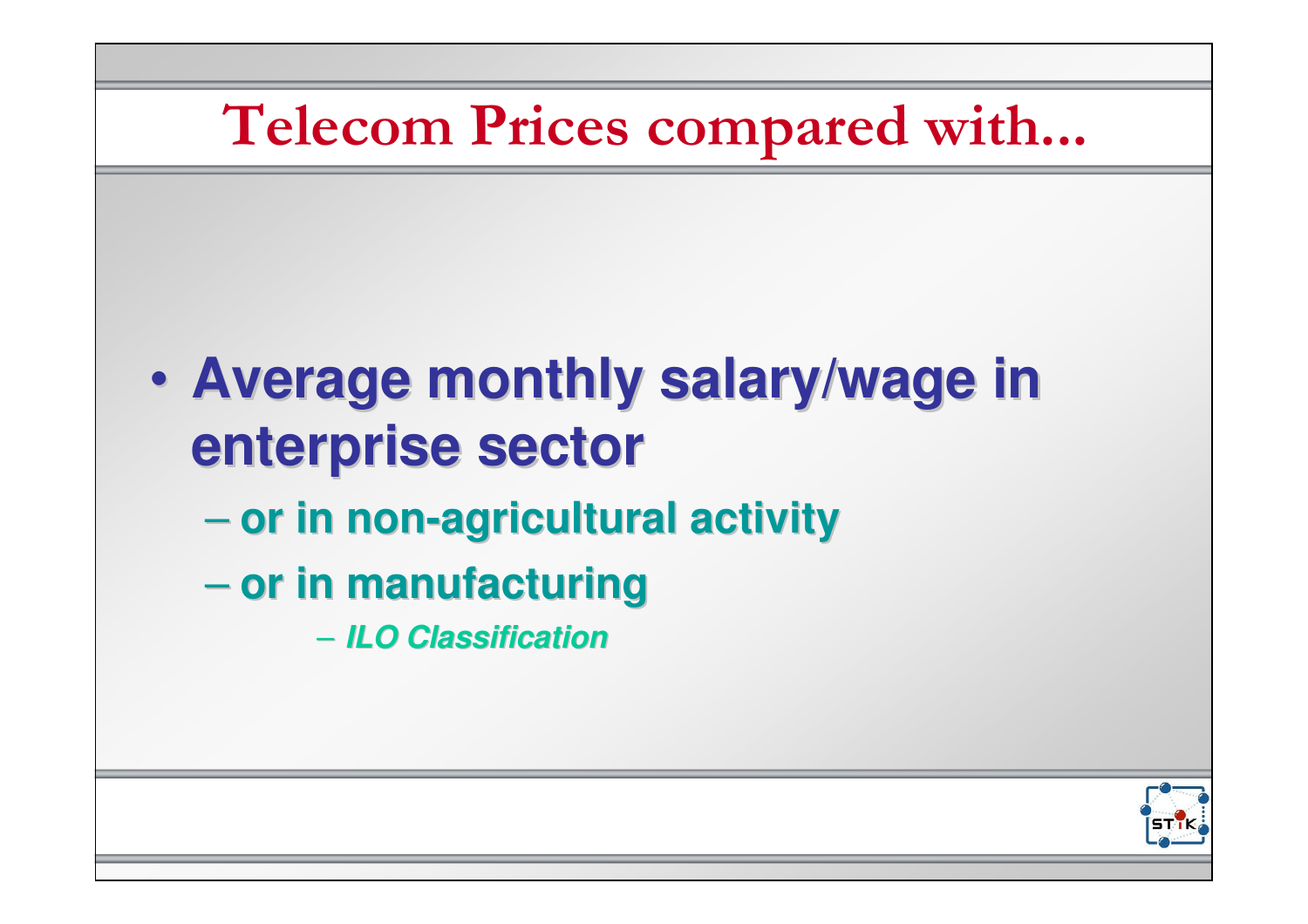# Telecom Prices compared with...

- **Average monthly salary/wage in enterprise sector**
  - **or in non-agricultural activity**
  - **or in manufacturing**
    - ***ILO Classification***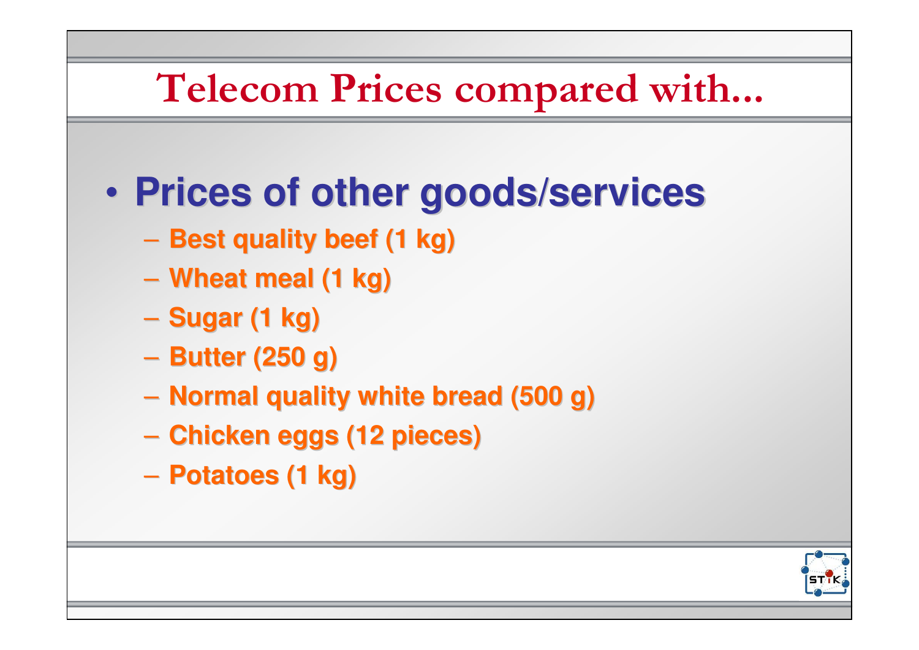# Telecom Prices compared with...

- **Prices of other goods/services**
  - Best quality beef (1 kg)
  - Wheat meal (1 kg)
  - Sugar (1 kg)
  - Butter (250 g)
  - Normal quality white bread (500 g)
  - Chicken eggs (12 pieces)
  - Potatoes (1 kg)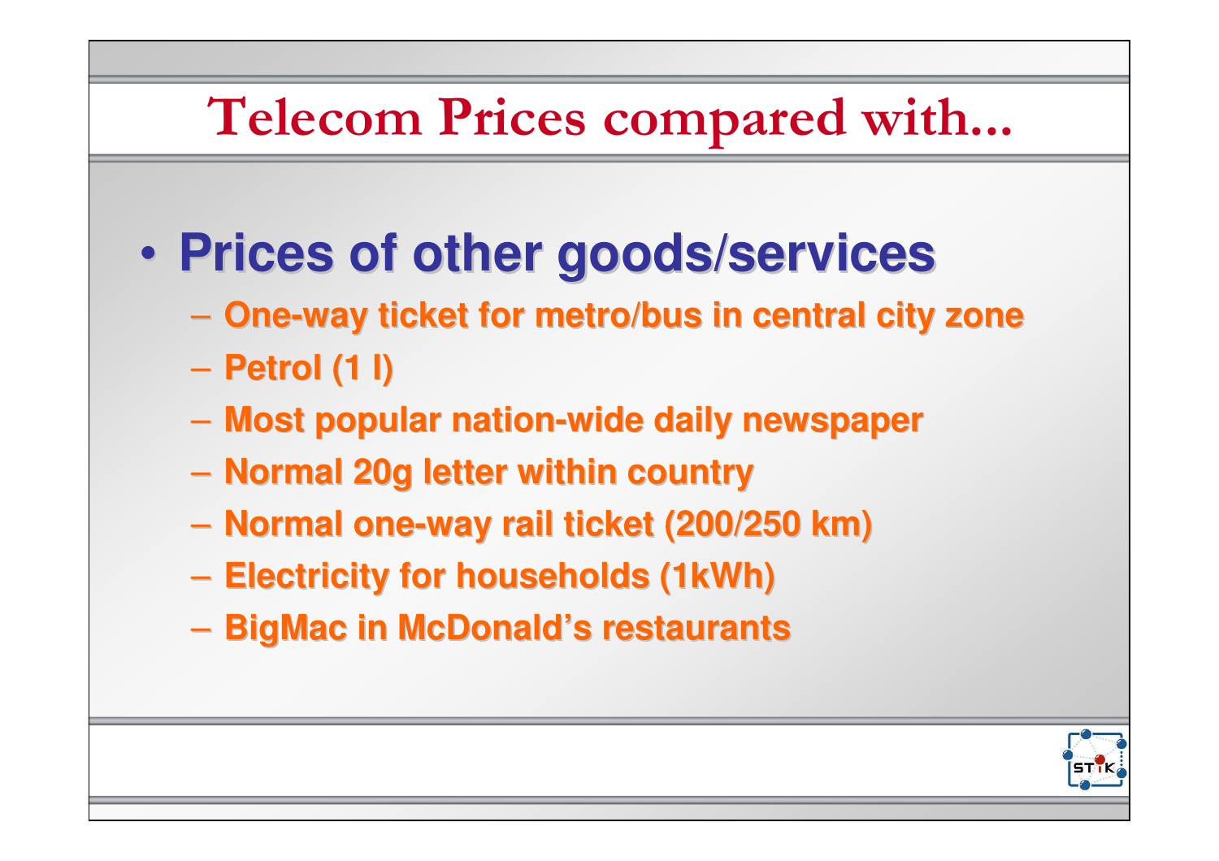# Telecom Prices compared with...

- **Prices of other goods/services**
  - One-way ticket for metro/bus in central city zone
  - Petrol (1 l)
  - Most popular nation-wide daily newspaper
  - Normal 20g letter within country
  - Normal one-way rail ticket (200/250 km)
  - Electricity for households (1kWh)
  - BigMac in McDonald's restaurants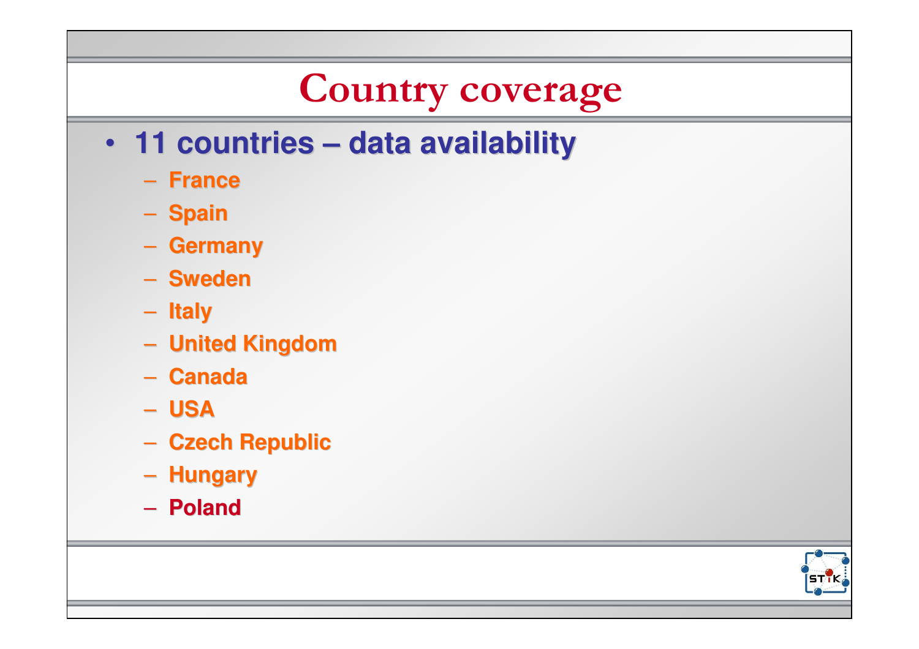# Country coverage

- **11 countries – data availability**
  - **France**
  - **Spain**
  - **Germany**
  - **Sweden**
  - **Italy**
  - **United Kingdom**
  - **Canada**
  - **USA**
  - **Czech Republic**
  - **Hungary**
  - **Poland**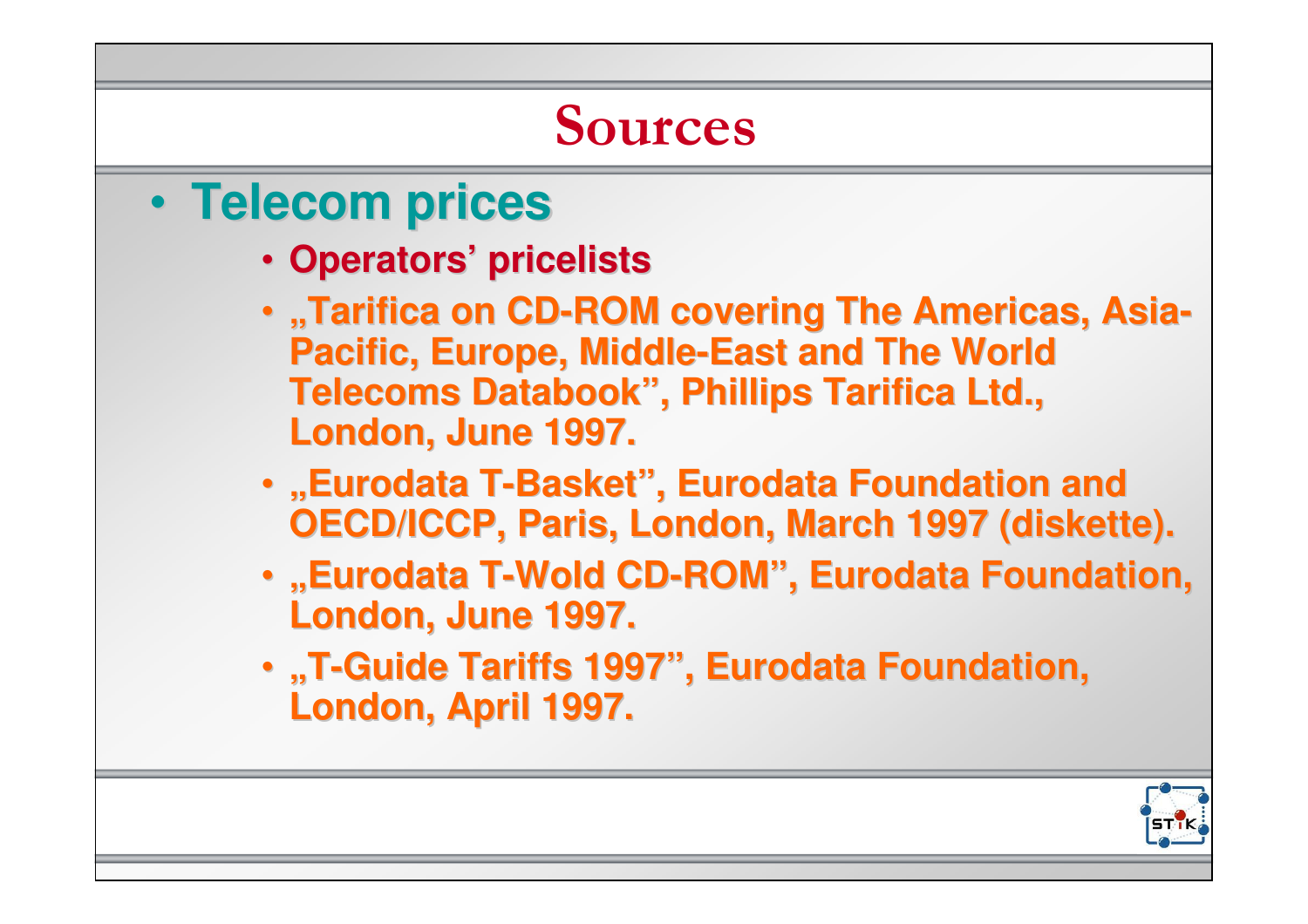# Sources

- **Telecom prices**
  - **Operators' pricelists**
  - **„Tarifica on CD-ROM covering The Americas, Asia-Pacific, Europe, Middle-East and The World Telecoms Databook", Phillips Tarifica Ltd., London, June 1997.**
  - **„Eurodata T-Basket", Eurodata Foundation and OECD/ICCP, Paris, London, March 1997 (diskette).**
  - **„Eurodata T-Wold CD-ROM", Eurodata Foundation, London, June 1997.**
  - **„T-Guide Tariffs 1997", Eurodata Foundation, London, April 1997.**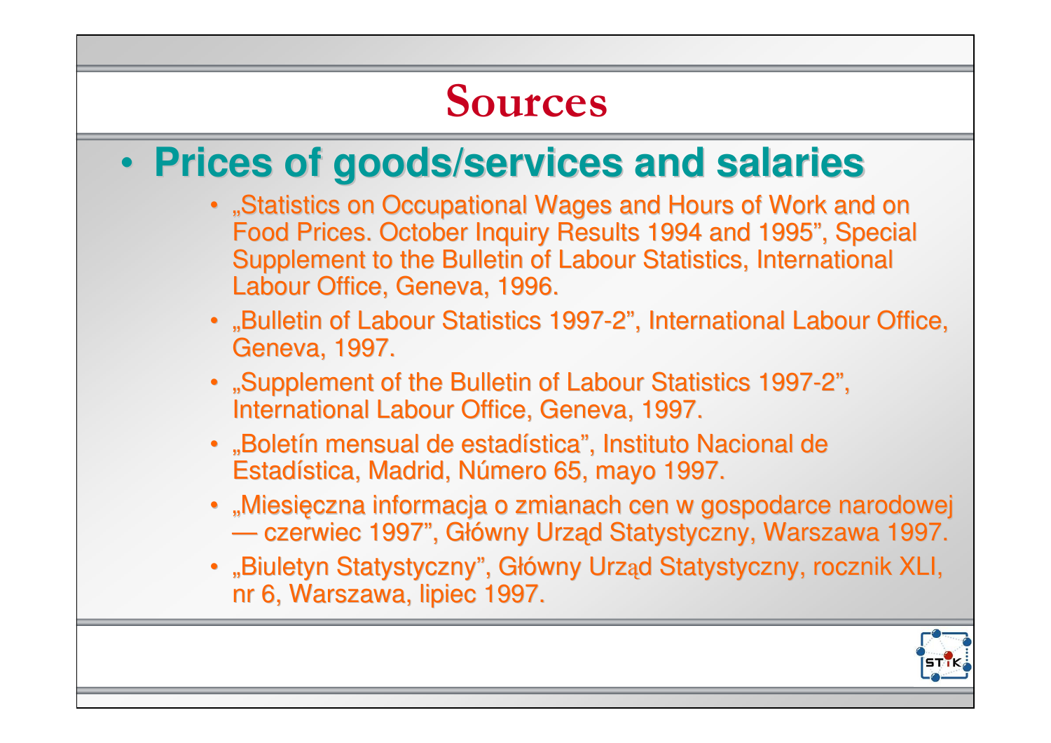# Sources

- **Prices of goods/services and salaries**
  - „Statistics on Occupational Wages and Hours of Work and on Food Prices. October Inquiry Results 1994 and 1995", Special Supplement to the Bulletin of Labour Statistics, International Labour Office, Geneva, 1996.
  - „Bulletin of Labour Statistics 1997-2", International Labour Office, Geneva, 1997.
  - „Supplement of the Bulletin of Labour Statistics 1997-2", International Labour Office, Geneva, 1997.
  - „Boletín mensual de estadística", Instituto Nacional de Estadística, Madrid, Número 65, mayo 1997.
  - „Miesięczna informacja o zmianach cen w gospodarce narodowej — czerwiec 1997", Główny Urząd Statystyczny, Warszawa 1997.
  - „Biuletyn Statystyczny", Główny Urząd Statystyczny, rocznik XLI, nr 6, Warszawa, lipiec 1997.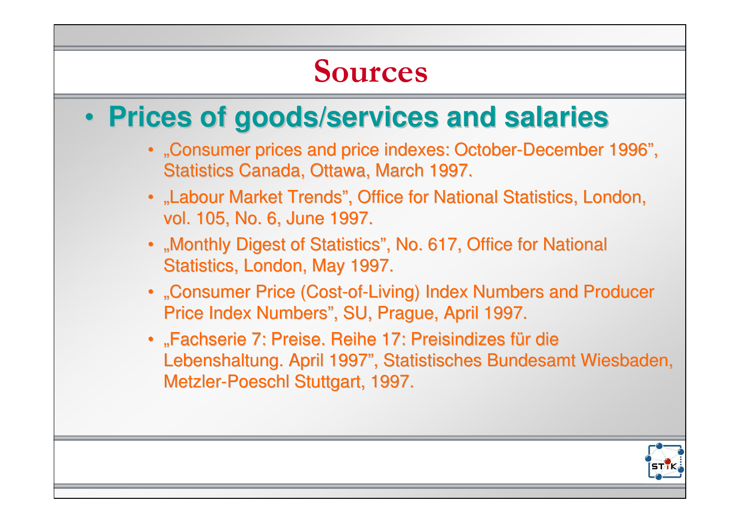# Sources

- **Prices of goods/services and salaries**
  - „Consumer prices and price indexes: October-December 1996", Statistics Canada, Ottawa, March 1997.
  - „Labour Market Trends", Office for National Statistics, London, vol. 105, No. 6, June 1997.
  - „Monthly Digest of Statistics", No. 617, Office for National Statistics, London, May 1997.
  - „Consumer Price (Cost-of-Living) Index Numbers and Producer Price Index Numbers", SU, Prague, April 1997.
  - „Fachserie 7: Preise. Reihe 17: Preisindizes für die Lebenshaltung. April 1997", Statistisches Bundesamt Wiesbaden, Metzler-Poeschl Stuttgart, 1997.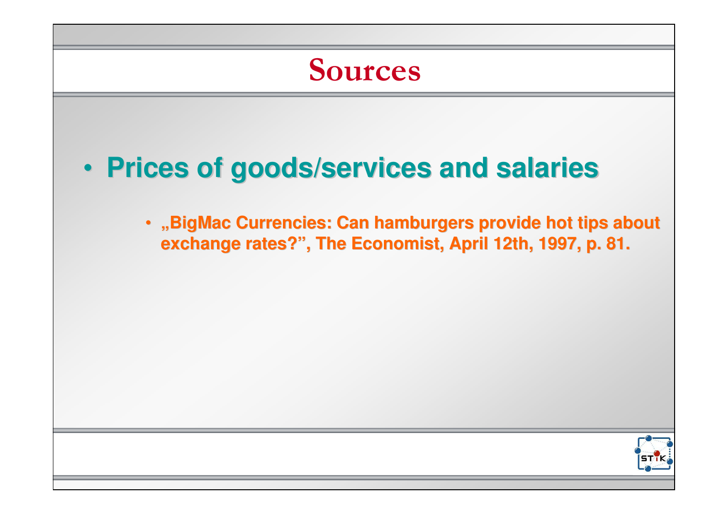# Sources

- **Prices of goods/services and salaries**
  - **„BigMac Currencies: Can hamburgers provide hot tips about exchange rates?", The Economist, April 12th, 1997, p. 81.**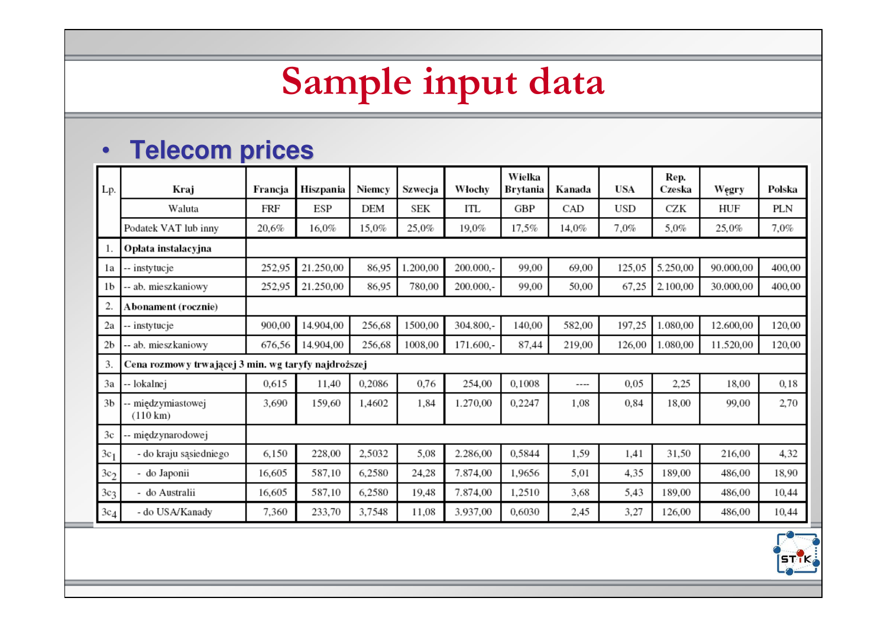# Sample input data

- **Telecom prices**

| Lp. | Kraj | Francja | Hiszpania | Niemcy | Szwecja | Włochy | Wielka Brytania | Kanada | USA | Rep. Czeska | Węgry | Polska |
|---|---|---|---|---|---|---|---|---|---|---|---|---|
| | Waluta | FRF | ESP | DEM | SEK | ITL | GBP | CAD | USD | CZK | HUF | PLN |
| | Podatek VAT lub inny | 20,6% | 16,0% | 15,0% | 25,0% | 19,0% | 17,5% | 14,0% | 7,0% | 5,0% | 25,0% | 7,0% |
| 1. | **Opłata instalacyjna** | | | | | | | | | | | |
| 1a | -- instytucje | 252,95 | 21.250,00 | 86,95 | 1.200,00 | 200.000,- | 99,00 | 69,00 | 125,05 | 5.250,00 | 90.000,00 | 400,00 |
| 1b | -- ab. mieszkaniowy | 252,95 | 21.250,00 | 86,95 | 780,00 | 200.000,- | 99,00 | 50,00 | 67,25 | 2.100,00 | 30.000,00 | 400,00 |
| 2. | **Abonament (rocznie)** | | | | | | | | | | | |
| 2a | -- instytucje | 900,00 | 14.904,00 | 256,68 | 1500,00 | 304.800,- | 140,00 | 582,00 | 197,25 | 1.080,00 | 12.600,00 | 120,00 |
| 2b | -- ab. mieszkaniowy | 676,56 | 14.904,00 | 256,68 | 1008,00 | 171.600,- | 87,44 | 219,00 | 126,00 | 1.080,00 | 11.520,00 | 120,00 |
| 3. | **Cena rozmowy trwającej 3 min. wg taryfy najdroższej** | | | | | | | | | | | |
| 3a | -- lokalnej | 0,615 | 11,40 | 0,2086 | 0,76 | 254,00 | 0,1008 | ---- | 0,05 | 2,25 | 18,00 | 0,18 |
| 3b | -- międzymiastowej (110 km) | 3,690 | 159,60 | 1,4602 | 1,84 | 1.270,00 | 0,2247 | 1,08 | 0,84 | 18,00 | 99,00 | 2,70 |
| 3c | -- międzynarodowej | | | | | | | | | | | |
| $3c_1$ | - do kraju sąsiedniego | 6,150 | 228,00 | 2,5032 | 5,08 | 2.286,00 | 0,5844 | 1,59 | 1,41 | 31,50 | 216,00 | 4,32 |
| $3c_2$ | - do Japonii | 16,605 | 587,10 | 6,2580 | 24,28 | 7.874,00 | 1,9656 | 5,01 | 4,35 | 189,00 | 486,00 | 18,90 |
| $3c_3$ | - do Australii | 16,605 | 587,10 | 6,2580 | 19,48 | 7.874,00 | 1,2510 | 3,68 | 5,43 | 189,00 | 486,00 | 10,44 |
| $3c_4$ | - do USA/Kanady | 7,360 | 233,70 | 3,7548 | 11,08 | 3.937,00 | 0,6030 | 2,45 | 3,27 | 126,00 | 486,00 | 10,44 |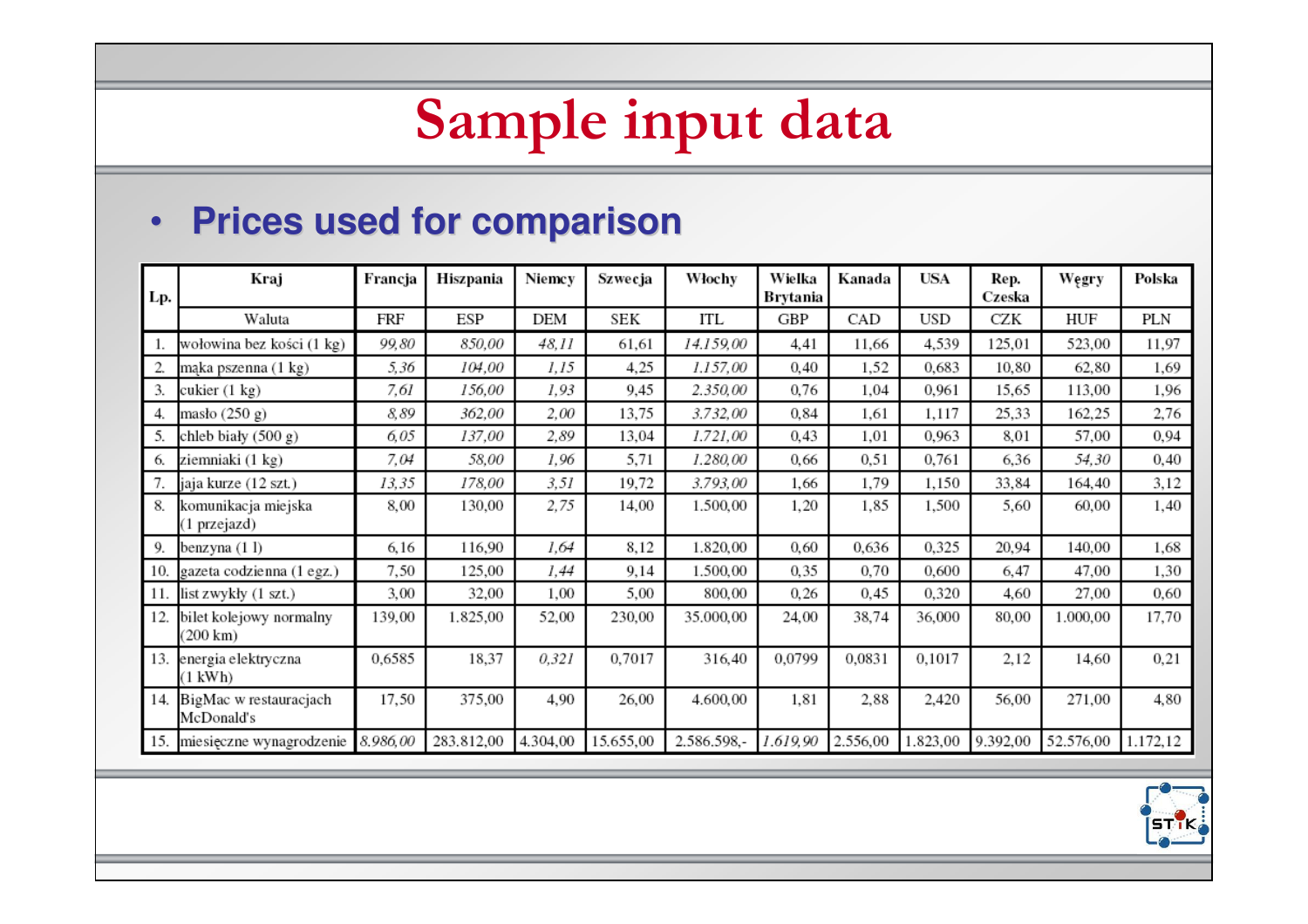# Sample input data

- **Prices used for comparison**

| Lp. | Kraj | Francja | Hiszpania | Niemcy | Szwecja | Włochy | Wielka Brytania | Kanada | USA | Rep. Czeska | Węgry | Polska |
|---|---|---|---|---|---|---|---|---|---|---|---|---|
| | Waluta | FRF | ESP | DEM | SEK | ITL | GBP | CAD | USD | CZK | HUF | PLN |
| 1. | wołowina bez kości (1 kg) | *99,80* | *850,00* | *48,11* | 61,61 | *14.159,00* | 4,41 | 11,66 | 4,539 | 125,01 | 523,00 | 11,97 |
| 2. | mąka pszenna (1 kg) | *5,36* | *104,00* | *1,15* | 4,25 | *1.157,00* | 0,40 | 1,52 | 0,683 | 10,80 | 62,80 | 1,69 |
| 3. | cukier (1 kg) | *7,61* | *156,00* | *1,93* | 9,45 | *2.350,00* | 0,76 | 1,04 | 0,961 | 15,65 | 113,00 | 1,96 |
| 4. | masło (250 g) | *8,89* | *362,00* | *2,00* | 13,75 | *3.732,00* | 0,84 | 1,61 | 1,117 | 25,33 | 162,25 | 2,76 |
| 5. | chleb biały (500 g) | *6,05* | *137,00* | *2,89* | 13,04 | *1.721,00* | 0,43 | 1,01 | 0,963 | 8,01 | 57,00 | 0,94 |
| 6. | ziemniaki (1 kg) | *7,04* | *58,00* | *1,96* | 5,71 | *1.280,00* | 0,66 | 0,51 | 0,761 | 6,36 | *54,30* | 0,40 |
| 7. | jaja kurze (12 szt.) | *13,35* | *178,00* | *3,51* | 19,72 | *3.793,00* | 1,66 | 1,79 | 1,150 | 33,84 | 164,40 | 3,12 |
| 8. | komunikacja miejska (1 przejazd) | 8,00 | 130,00 | *2,75* | 14,00 | 1.500,00 | 1,20 | 1,85 | 1,500 | 5,60 | 60,00 | 1,40 |
| 9. | benzyna (1 l) | 6,16 | 116,90 | *1,64* | 8,12 | 1.820,00 | 0,60 | 0,636 | 0,325 | 20,94 | 140,00 | 1,68 |
| 10. | gazeta codzienna (1 egz.) | 7,50 | 125,00 | *1,44* | 9,14 | 1.500,00 | 0,35 | 0,70 | 0,600 | 6,47 | 47,00 | 1,30 |
| 11. | list zwykły (1 szt.) | 3,00 | 32,00 | 1,00 | 5,00 | 800,00 | 0,26 | 0,45 | 0,320 | 4,60 | 27,00 | 0,60 |
| 12. | bilet kolejowy normalny (200 km) | 139,00 | 1.825,00 | 52,00 | 230,00 | 35.000,00 | 24,00 | 38,74 | 36,000 | 80,00 | 1.000,00 | 17,70 |
| 13. | energia elektryczna (1 kWh) | 0,6585 | 18,37 | *0,321* | 0,7017 | 316,40 | 0,0799 | 0,0831 | 0,1017 | 2,12 | 14,60 | 0,21 |
| 14. | BigMac w restauracjach McDonald's | 17,50 | 375,00 | 4,90 | 26,00 | 4.600,00 | 1,81 | 2,88 | 2,420 | 56,00 | 271,00 | 4,80 |
| 15. | miesięczne wynagrodzenie | *8.986,00* | 283.812,00 | 4.304,00 | 15.655,00 | 2.586.598,- | *1.619,90* | 2.556,00 | 1.823,00 | 9.392,00 | 52.576,00 | 1.172,12 |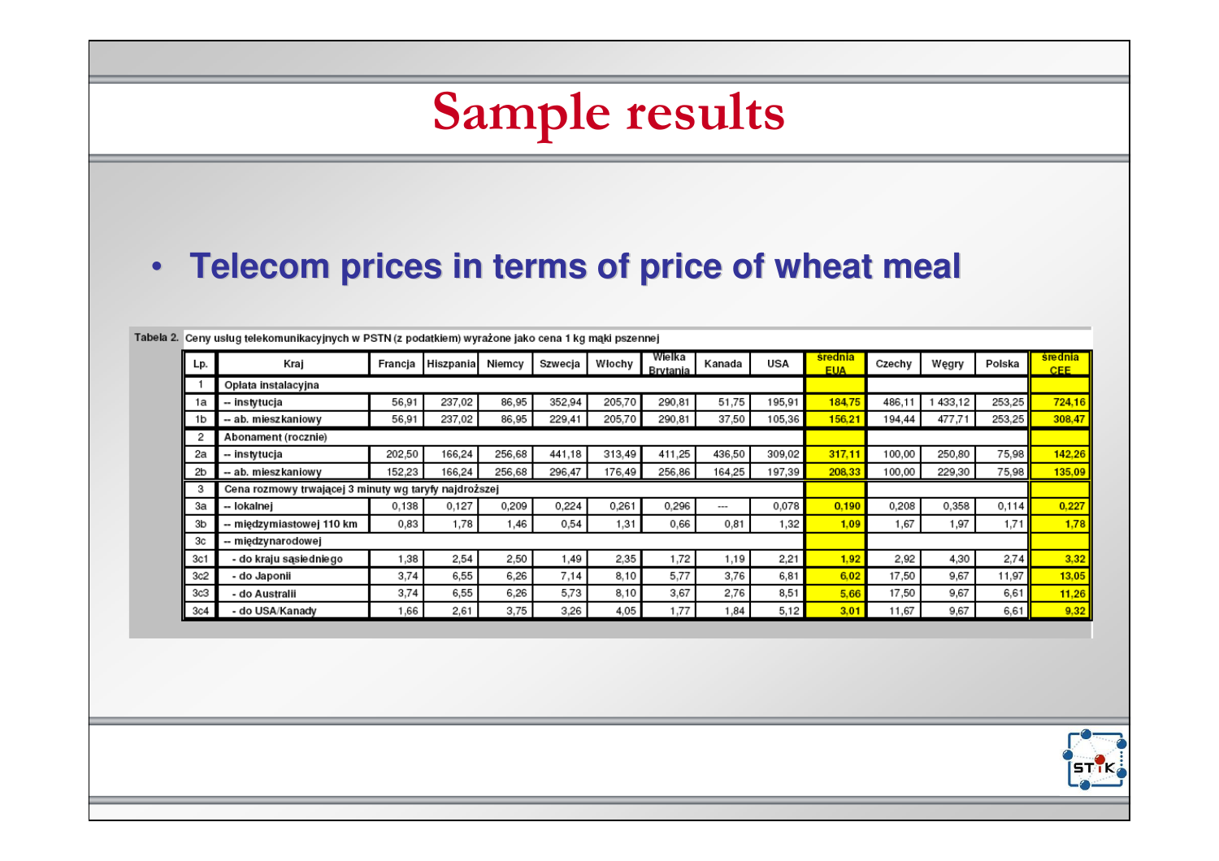# Sample results

- **Telecom prices in terms of price of wheat meal**

Tabela 2. Ceny usług telekomunikacyjnych w PSTN (z podatkiem) wyrażone jako cena 1 kg mąki pszennej

| Lp. | Kraj | Francja | Hiszpania | Niemcy | Szwecja | Włochy | Wielka Brytania | Kanada | USA | średnia EUA | Czechy | Węgry | Polska | średnia CEE |
|---|---|---|---|---|---|---|---|---|---|---|---|---|---|---|
| 1 | Opłata instalacyjna | | | | | | | | | | | | | |
| 1a | -- instytucja | 56,91 | 237,02 | 86,95 | 352,94 | 205,70 | 290,81 | 51,75 | 195,91 | 184,75 | 486,11 | 1 433,12 | 253,25 | 724,16 |
| 1b | -- ab. mieszkaniowy | 56,91 | 237,02 | 86,95 | 229,41 | 205,70 | 290,81 | 37,50 | 105,36 | 156,21 | 194,44 | 477,71 | 253,25 | 308,47 |
| 2 | Abonament (rocznie) | | | | | | | | | | | | | |
| 2a | -- instytucja | 202,50 | 166,24 | 256,68 | 441,18 | 313,49 | 411,25 | 436,50 | 309,02 | 317,11 | 100,00 | 250,80 | 75,98 | 142,26 |
| 2b | -- ab. mieszkaniowy | 152,23 | 166,24 | 256,68 | 296,47 | 176,49 | 256,86 | 164,25 | 197,39 | 208,33 | 100,00 | 229,30 | 75,98 | 135,09 |
| 3 | Cena rozmowy trwającej 3 minuty wg taryfy najdroższej | | | | | | | | | | | | | |
| 3a | -- lokalnej | 0,138 | 0,127 | 0,209 | 0,224 | 0,261 | 0,296 | --- | 0,078 | 0,190 | 0,208 | 0,358 | 0,114 | 0,227 |
| 3b | -- międzymiastowej 110 km | 0,83 | 1,78 | 1,46 | 0,54 | 1,31 | 0,66 | 0,81 | 1,32 | 1,09 | 1,67 | 1,97 | 1,71 | 1,78 |
| 3c | -- międzynarodowej | | | | | | | | | | | | | |
| 3c1 | - do kraju sąsiedniego | 1,38 | 2,54 | 2,50 | 1,49 | 2,35 | 1,72 | 1,19 | 2,21 | 1,92 | 2,92 | 4,30 | 2,74 | 3,32 |
| 3c2 | - do Japonii | 3,74 | 6,55 | 6,26 | 7,14 | 8,10 | 5,77 | 3,76 | 6,81 | 6,02 | 17,50 | 9,67 | 11,97 | 13,05 |
| 3c3 | - do Australii | 3,74 | 6,55 | 6,26 | 5,73 | 8,10 | 3,67 | 2,76 | 8,51 | 5,66 | 17,50 | 9,67 | 6,61 | 11,26 |
| 3c4 | - do USA/Kanady | 1,66 | 2,61 | 3,75 | 3,26 | 4,05 | 1,77 | 1,84 | 5,12 | 3,01 | 11,67 | 9,67 | 6,61 | 9,32 |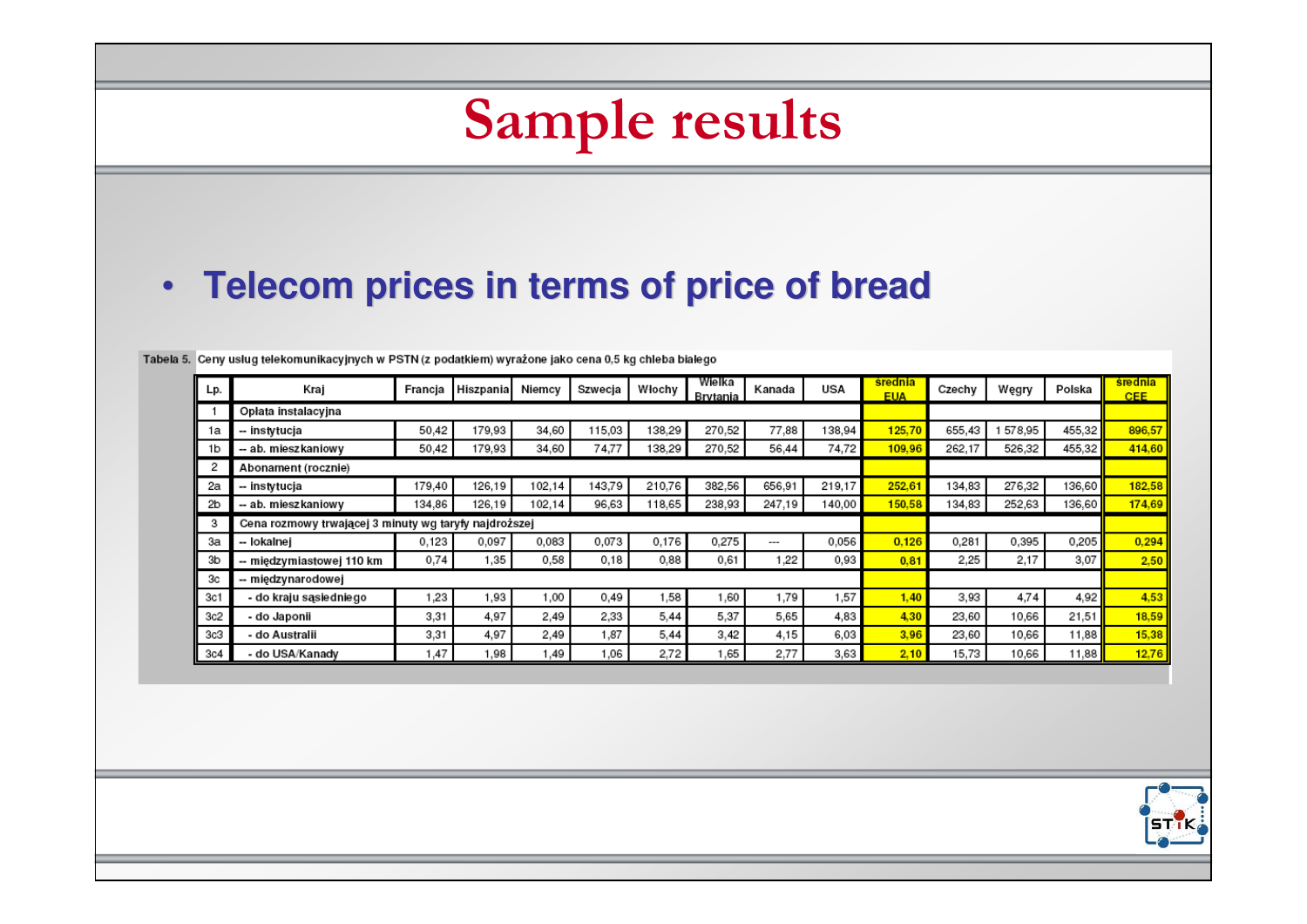# Sample results

- **Telecom prices in terms of price of bread**

Tabela 5. Ceny usług telekomunikacyjnych w PSTN (z podatkiem) wyrażone jako cena 0,5 kg chleba białego

| Lp. | Kraj | Francja | Hiszpania | Niemcy | Szwecja | Włochy | Wielka Brytania | Kanada | USA | średnia EUA | Czechy | Węgry | Polska | średnia CEE |
|---|---|---|---|---|---|---|---|---|---|---|---|---|---|---|
| 1 | Opłata instalacyjna | | | | | | | | | | | | | |
| 1a | -- instytucja | 50,42 | 179,93 | 34,60 | 115,03 | 138,29 | 270,52 | 77,88 | 138,94 | 125,70 | 655,43 | 1 578,95 | 455,32 | 896,57 |
| 1b | -- ab. mieszkaniowy | 50,42 | 179,93 | 34,60 | 74,77 | 138,29 | 270,52 | 56,44 | 74,72 | 109,96 | 262,17 | 526,32 | 455,32 | 414,60 |
| 2 | Abonament (rocznie) | | | | | | | | | | | | | |
| 2a | -- instytucja | 179,40 | 126,19 | 102,14 | 143,79 | 210,76 | 382,56 | 656,91 | 219,17 | 252,61 | 134,83 | 276,32 | 136,60 | 182,58 |
| 2b | -- ab. mieszkaniowy | 134,86 | 126,19 | 102,14 | 96,63 | 118,65 | 238,93 | 247,19 | 140,00 | 150,58 | 134,83 | 252,63 | 136,60 | 174,69 |
| 3 | Cena rozmowy trwającej 3 minuty wg taryfy najdroższej | | | | | | | | | | | | | |
| 3a | -- lokalnej | 0,123 | 0,097 | 0,083 | 0,073 | 0,176 | 0,275 | --- | 0,056 | 0,126 | 0,281 | 0,395 | 0,205 | 0,294 |
| 3b | -- międzymiastowej 110 km | 0,74 | 1,35 | 0,58 | 0,18 | 0,88 | 0,61 | 1,22 | 0,93 | 0,81 | 2,25 | 2,17 | 3,07 | 2,50 |
| 3c | -- międzynarodowej | | | | | | | | | | | | | |
| 3c1 | - do kraju sąsiedniego | 1,23 | 1,93 | 1,00 | 0,49 | 1,58 | 1,60 | 1,79 | 1,57 | 1,40 | 3,93 | 4,74 | 4,92 | 4,53 |
| 3c2 | - do Japonii | 3,31 | 4,97 | 2,49 | 2,33 | 5,44 | 5,37 | 5,65 | 4,83 | 4,30 | 23,60 | 10,66 | 21,51 | 18,59 |
| 3c3 | - do Australii | 3,31 | 4,97 | 2,49 | 1,87 | 5,44 | 3,42 | 4,15 | 6,03 | 3,96 | 23,60 | 10,66 | 11,88 | 15,38 |
| 3c4 | - do USA/Kanady | 1,47 | 1,98 | 1,49 | 1,06 | 2,72 | 1,65 | 2,77 | 3,63 | 2,10 | 15,73 | 10,66 | 11,88 | 12,76 |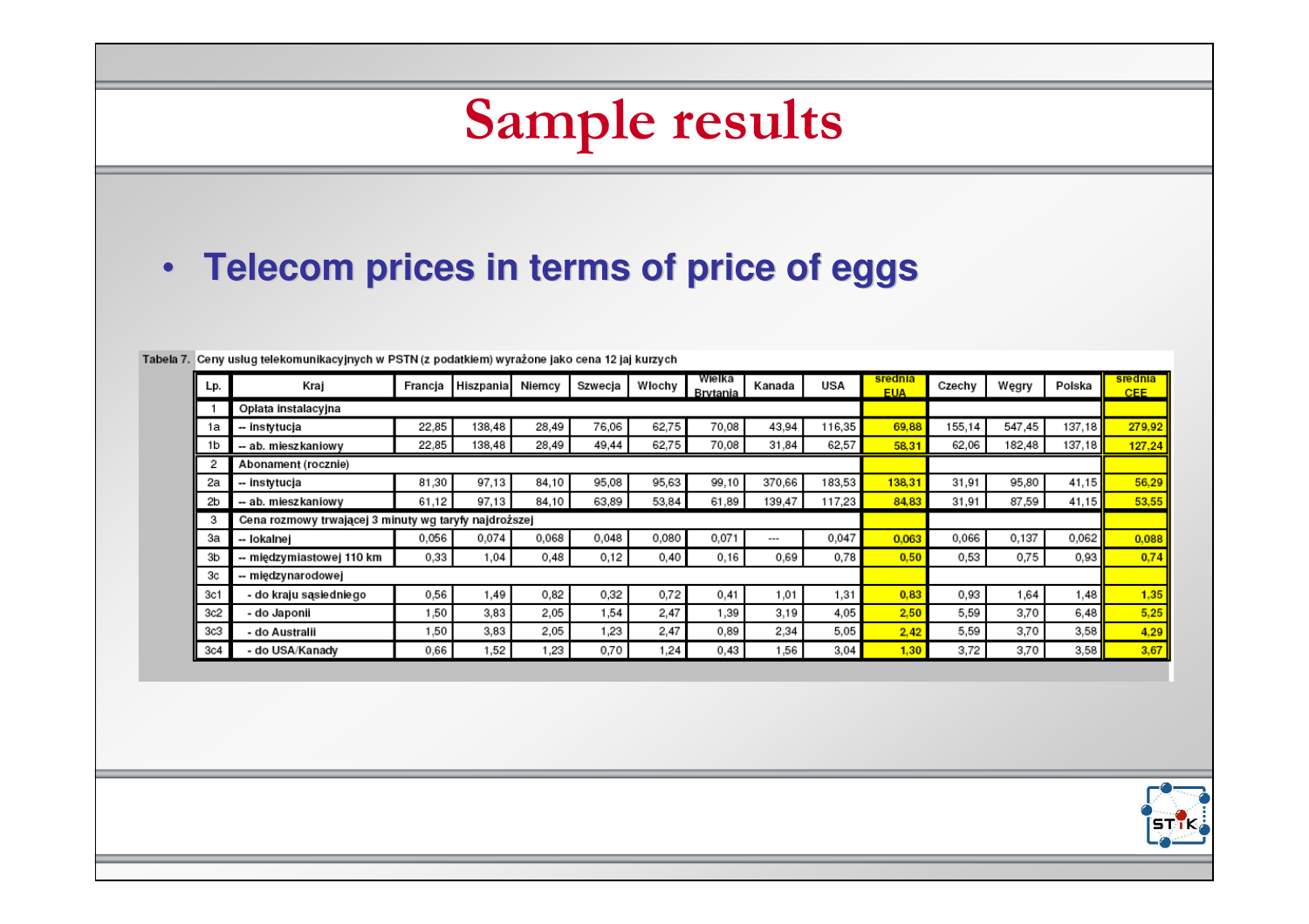# Sample results

- **Telecom prices in terms of price of eggs**

Tabela 7. Ceny usług telekomunikacyjnych w PSTN (z podatkiem) wyrażone jako cena 12 jaj kurzych

| Lp. | Kraj | Francja | Hiszpania | Niemcy | Szwecja | Włochy | Wielka Brytania | Kanada | USA | średnia EUA | Czechy | Węgry | Polska | średnia CEE |
|---|---|---|---|---|---|---|---|---|---|---|---|---|---|---|
| 1 | Opłata instalacyjna | | | | | | | | | | | | | |
| 1a | -- instytucja | 22,85 | 138,48 | 28,49 | 76,06 | 62,75 | 70,08 | 43,94 | 116,35 | 69,88 | 155,14 | 547,45 | 137,18 | 279,92 |
| 1b | -- ab. mieszkaniowy | 22,85 | 138,48 | 28,49 | 49,44 | 62,75 | 70,08 | 31,84 | 62,57 | 58,31 | 62,06 | 182,48 | 137,18 | 127,24 |
| 2 | Abonament (rocznie) | | | | | | | | | | | | | |
| 2a | -- instytucja | 81,30 | 97,13 | 84,10 | 95,08 | 95,63 | 99,10 | 370,66 | 183,53 | 138,31 | 31,91 | 95,80 | 41,15 | 56,29 |
| 2b | -- ab. mieszkaniowy | 61,12 | 97,13 | 84,10 | 63,89 | 53,84 | 61,89 | 139,47 | 117,23 | 84,83 | 31,91 | 87,59 | 41,15 | 53,55 |
| 3 | Cena rozmowy trwającej 3 minuty wg taryfy najdroższej | | | | | | | | | | | | | |
| 3a | -- lokalnej | 0,056 | 0,074 | 0,068 | 0,048 | 0,080 | 0,071 | --- | 0,047 | 0,063 | 0,066 | 0,137 | 0,062 | 0,088 |
| 3b | -- międzymiastowej 110 km | 0,33 | 1,04 | 0,48 | 0,12 | 0,40 | 0,16 | 0,69 | 0,78 | 0,50 | 0,53 | 0,75 | 0,93 | 0,74 |
| 3c | -- międzynarodowej | | | | | | | | | | | | | |
| 3c1 | - do kraju sąsiedniego | 0,56 | 1,49 | 0,82 | 0,32 | 0,72 | 0,41 | 1,01 | 1,31 | 0,83 | 0,93 | 1,64 | 1,48 | 1,35 |
| 3c2 | - do Japonii | 1,50 | 3,83 | 2,05 | 1,54 | 2,47 | 1,39 | 3,19 | 4,05 | 2,50 | 5,59 | 3,70 | 6,48 | 5,25 |
| 3c3 | - do Australii | 1,50 | 3,83 | 2,05 | 1,23 | 2,47 | 0,89 | 2,34 | 5,05 | 2,42 | 5,59 | 3,70 | 3,58 | 4,29 |
| 3c4 | - do USA/Kanady | 0,66 | 1,52 | 1,23 | 0,70 | 1,24 | 0,43 | 1,56 | 3,04 | 1,30 | 3,72 | 3,70 | 3,58 | 3,67 |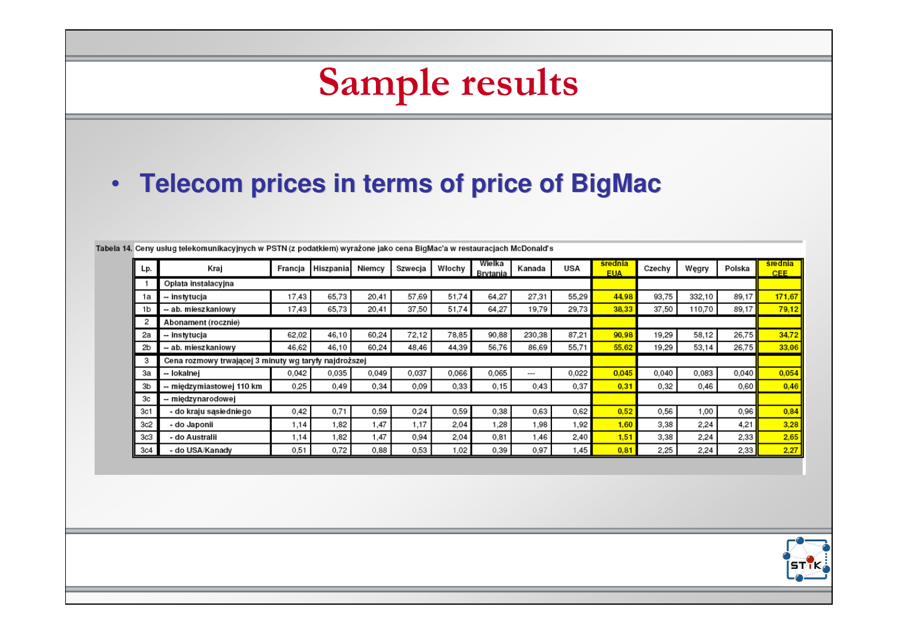# Sample results

- **Telecom prices in terms of price of BigMac**

Tabela 14. Ceny usług telekomunikacyjnych w PSTN (z podatkiem) wyrażone jako cena BigMac'a w restauracjach McDonald's

| Lp. | Kraj | Francja | Hiszpania | Niemcy | Szwecja | Włochy | Wielka Brytania | Kanada | USA | średnia EUA | Czechy | Węgry | Polska | średnia CEE |
|---|---|---|---|---|---|---|---|---|---|---|---|---|---|---|
| 1 | Opłata instalacyjna | | | | | | | | | | | | | |
| 1a | -- instytucja | 17,43 | 65,73 | 20,41 | 57,69 | 51,74 | 64,27 | 27,31 | 55,29 | 44,98 | 93,75 | 332,10 | 89,17 | 171,67 |
| 1b | -- ab. mieszkaniowy | 17,43 | 65,73 | 20,41 | 37,50 | 51,74 | 64,27 | 19,79 | 29,73 | 38,33 | 37,50 | 110,70 | 89,17 | 79,12 |
| 2 | Abonament (rocznie) | | | | | | | | | | | | | |
| 2a | -- instytucja | 62,02 | 46,10 | 60,24 | 72,12 | 78,85 | 90,88 | 230,38 | 87,21 | 90,98 | 19,29 | 58,12 | 26,75 | 34,72 |
| 2b | -- ab. mieszkaniowy | 46,62 | 46,10 | 60,24 | 48,46 | 44,39 | 56,76 | 86,69 | 55,71 | 55,62 | 19,29 | 53,14 | 26,75 | 33,06 |
| 3 | Cena rozmowy trwającej 3 minuty wg taryfy najdroższej | | | | | | | | | | | | | |
| 3a | -- lokalnej | 0,042 | 0,035 | 0,049 | 0,037 | 0,066 | 0,065 | --- | 0,022 | 0,045 | 0,040 | 0,083 | 0,040 | 0,054 |
| 3b | -- międzymiastowej 110 km | 0,25 | 0,49 | 0,34 | 0,09 | 0,33 | 0,15 | 0,43 | 0,37 | 0,31 | 0,32 | 0,46 | 0,60 | 0,46 |
| 3c | -- międzynarodowej | | | | | | | | | | | | | |
| 3c1 | - do kraju sąsiedniego | 0,42 | 0,71 | 0,59 | 0,24 | 0,59 | 0,38 | 0,63 | 0,62 | 0,52 | 0,56 | 1,00 | 0,96 | 0,84 |
| 3c2 | - do Japonii | 1,14 | 1,82 | 1,47 | 1,17 | 2,04 | 1,28 | 1,98 | 1,92 | 1,60 | 3,38 | 2,24 | 4,21 | 3,28 |
| 3c3 | - do Australii | 1,14 | 1,82 | 1,47 | 0,94 | 2,04 | 0,81 | 1,46 | 2,40 | 1,51 | 3,38 | 2,24 | 2,33 | 2,65 |
| 3c4 | - do USA/Kanady | 0,51 | 0,72 | 0,88 | 0,53 | 1,02 | 0,39 | 0,97 | 1,45 | 0,81 | 2,25 | 2,24 | 2,33 | 2,27 |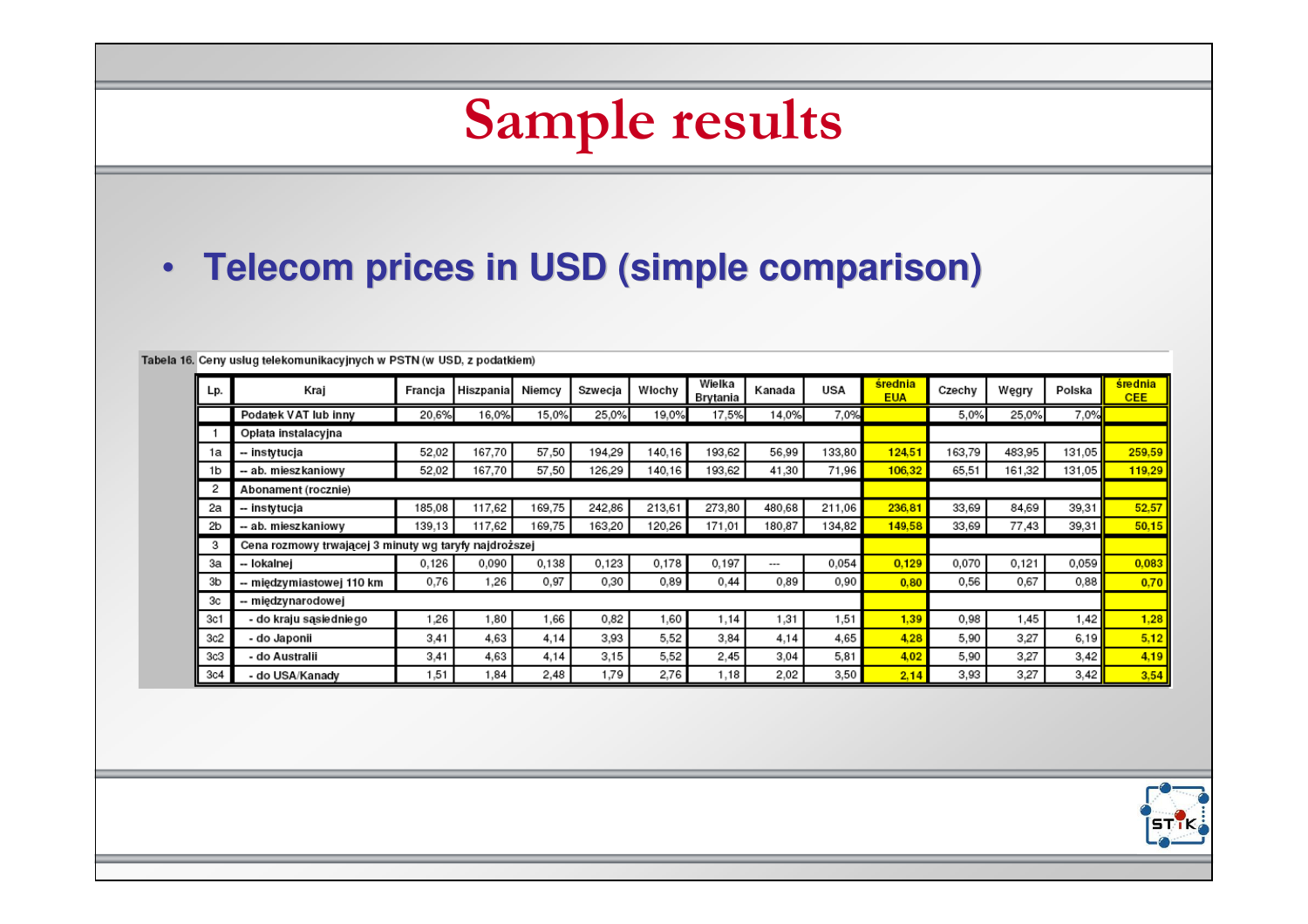# Sample results

- **Telecom prices in USD (simple comparison)**

Tabela 16. Ceny usług telekomunikacyjnych w PSTN (w USD, z podatkiem)

| Lp. | Kraj | Francja | Hiszpania | Niemcy | Szwecja | Włochy | Wielka Brytania | Kanada | USA | średnia EUA | Czechy | Węgry | Polska | średnia CEE |
|---|---|---|---|---|---|---|---|---|---|---|---|---|---|---|
| | Podatek VAT lub inny | 20,6% | 16,0% | 15,0% | 25,0% | 19,0% | 17,5% | 14,0% | 7,0% | | 5,0% | 25,0% | 7,0% | |
| 1 | Opłata instalacyjna | | | | | | | | | | | | | |
| 1a | -- instytucja | 52,02 | 167,70 | 57,50 | 194,29 | 140,16 | 193,62 | 56,99 | 133,80 | 124,51 | 163,79 | 483,95 | 131,05 | 259,59 |
| 1b | -- ab. mieszkaniowy | 52,02 | 167,70 | 57,50 | 126,29 | 140,16 | 193,62 | 41,30 | 71,96 | 106,32 | 65,51 | 161,32 | 131,05 | 119,29 |
| 2 | Abonament (rocznie) | | | | | | | | | | | | | |
| 2a | -- instytucja | 185,08 | 117,62 | 169,75 | 242,86 | 213,61 | 273,80 | 480,68 | 211,06 | 236,81 | 33,69 | 84,69 | 39,31 | 52,57 |
| 2b | -- ab. mieszkaniowy | 139,13 | 117,62 | 169,75 | 163,20 | 120,26 | 171,01 | 180,87 | 134,82 | 149,58 | 33,69 | 77,43 | 39,31 | 50,15 |
| 3 | Cena rozmowy trwającej 3 minuty wg taryfy najdroższej | | | | | | | | | | | | | |
| 3a | -- lokalnej | 0,126 | 0,090 | 0,138 | 0,123 | 0,178 | 0,197 | --- | 0,054 | 0,129 | 0,070 | 0,121 | 0,059 | 0,083 |
| 3b | -- międzymiastowej 110 km | 0,76 | 1,26 | 0,97 | 0,30 | 0,89 | 0,44 | 0,89 | 0,90 | 0,80 | 0,56 | 0,67 | 0,88 | 0,70 |
| 3c | -- międzynarodowej | | | | | | | | | | | | | |
| 3c1 | - do kraju sąsiedniego | 1,26 | 1,80 | 1,66 | 0,82 | 1,60 | 1,14 | 1,31 | 1,51 | 1,39 | 0,98 | 1,45 | 1,42 | 1,28 |
| 3c2 | - do Japonii | 3,41 | 4,63 | 4,14 | 3,93 | 5,52 | 3,84 | 4,14 | 4,65 | 4,28 | 5,90 | 3,27 | 6,19 | 5,12 |
| 3c3 | - do Australii | 3,41 | 4,63 | 4,14 | 3,15 | 5,52 | 2,45 | 3,04 | 5,81 | 4,02 | 5,90 | 3,27 | 3,42 | 4,19 |
| 3c4 | - do USA/Kanady | 1,51 | 1,84 | 2,48 | 1,79 | 2,76 | 1,18 | 2,02 | 3,50 | 2,14 | 3,93 | 3,27 | 3,42 | 3,54 |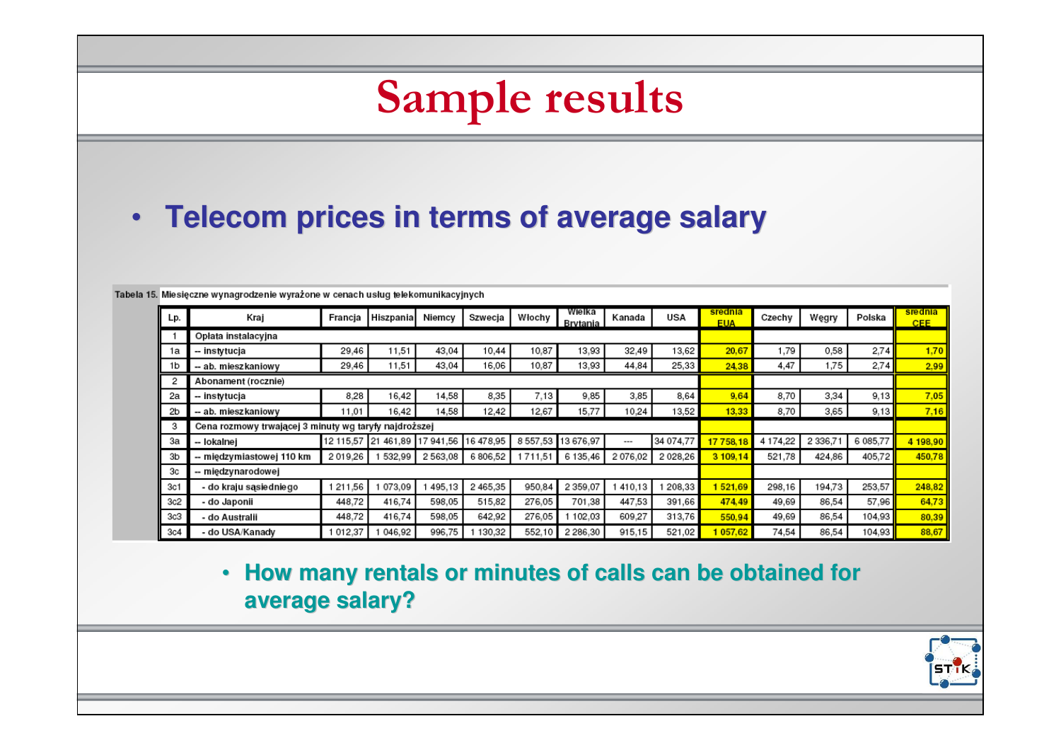# Sample results

- **Telecom prices in terms of average salary**

Tabela 15. Miesięczne wynagrodzenie wyrażone w cenach usług telekomunikacyjnych

| Lp. | Kraj | Francja | Hiszpania | Niemcy | Szwecja | Włochy | Wielka Brytania | Kanada | USA | średnia EUA | Czechy | Węgry | Polska | średnia CEE |
|---|---|---|---|---|---|---|---|---|---|---|---|---|---|---|
| 1 | Opłata instalacyjna | | | | | | | | | | | | | |
| 1a | – instytucja | 29,46 | 11,51 | 43,04 | 10,44 | 10,87 | 13,93 | 32,49 | 13,62 | 20,67 | 1,79 | 0,58 | 2,74 | 1,70 |
| 1b | – ab. mieszkaniowy | 29,46 | 11,51 | 43,04 | 16,06 | 10,87 | 13,93 | 44,84 | 25,33 | 24,38 | 4,47 | 1,75 | 2,74 | 2,99 |
| 2 | Abonament (rocznie) | | | | | | | | | | | | | |
| 2a | – instytucja | 8,28 | 16,42 | 14,58 | 8,35 | 7,13 | 9,85 | 3,85 | 8,64 | 9,64 | 8,70 | 3,34 | 9,13 | 7,05 |
| 2b | – ab. mieszkaniowy | 11,01 | 16,42 | 14,58 | 12,42 | 12,67 | 15,77 | 10,24 | 13,52 | 13,33 | 8,70 | 3,65 | 9,13 | 7,16 |
| 3 | Cena rozmowy trwającej 3 minuty wg taryfy najdroższej | | | | | | | | | | | | | |
| 3a | – lokalnej | 12 115,57 | 21 461,89 | 17 941,56 | 16 478,95 | 8 557,53 | 13 676,97 | --- | 34 074,77 | 17 758,18 | 4 174,22 | 2 336,71 | 6 085,77 | 4 198,90 |
| 3b | – międzymiastowej 110 km | 2 019,26 | 1 532,99 | 2 563,08 | 6 806,52 | 1 711,51 | 6 135,46 | 2 076,02 | 2 028,26 | 3 109,14 | 521,78 | 424,86 | 405,72 | 450,78 |
| 3c | – międzynarodowej | | | | | | | | | | | | | |
| 3c1 | - do kraju sąsiedniego | 1 211,56 | 1 073,09 | 1 495,13 | 2 465,35 | 950,84 | 2 359,07 | 1 410,13 | 1 208,33 | 1 521,69 | 298,16 | 194,73 | 253,57 | 248,82 |
| 3c2 | - do Japonii | 448,72 | 416,74 | 598,05 | 515,82 | 276,05 | 701,38 | 447,53 | 391,66 | 474,49 | 49,69 | 86,54 | 57,96 | 64,73 |
| 3c3 | - do Australii | 448,72 | 416,74 | 598,05 | 642,92 | 276,05 | 1 102,03 | 609,27 | 313,76 | 550,94 | 49,69 | 86,54 | 104,93 | 80,39 |
| 3c4 | - do USA/Kanady | 1 012,37 | 1 046,92 | 996,75 | 1 130,32 | 552,10 | 2 286,30 | 915,15 | 521,02 | 1 057,62 | 74,54 | 86,54 | 104,93 | 88,67 |

- **How many rentals or minutes of calls can be obtained for average salary?**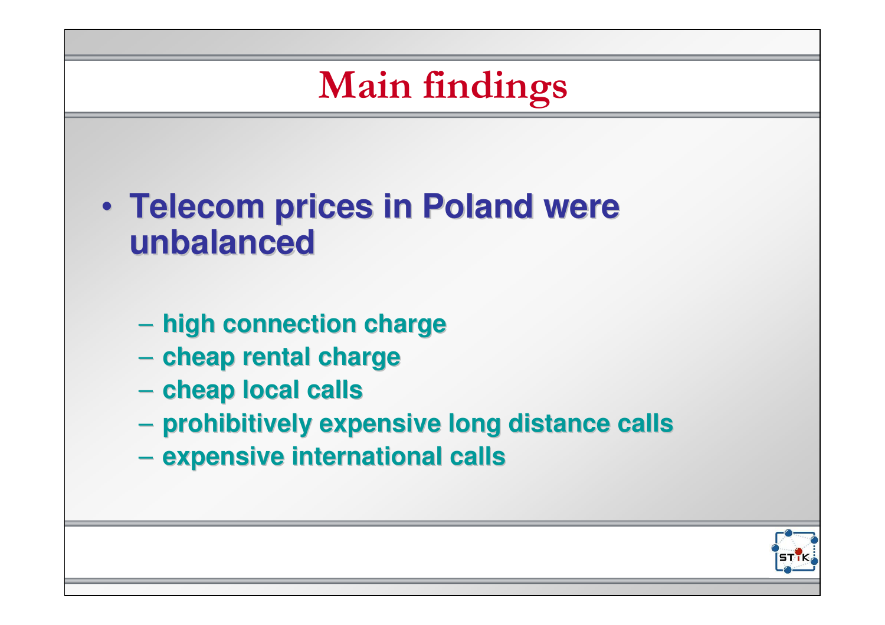# Main findings

- Telecom prices in Poland were unbalanced
  - high connection charge
  - cheap rental charge
  - cheap local calls
  - prohibitively expensive long distance calls
  - expensive international calls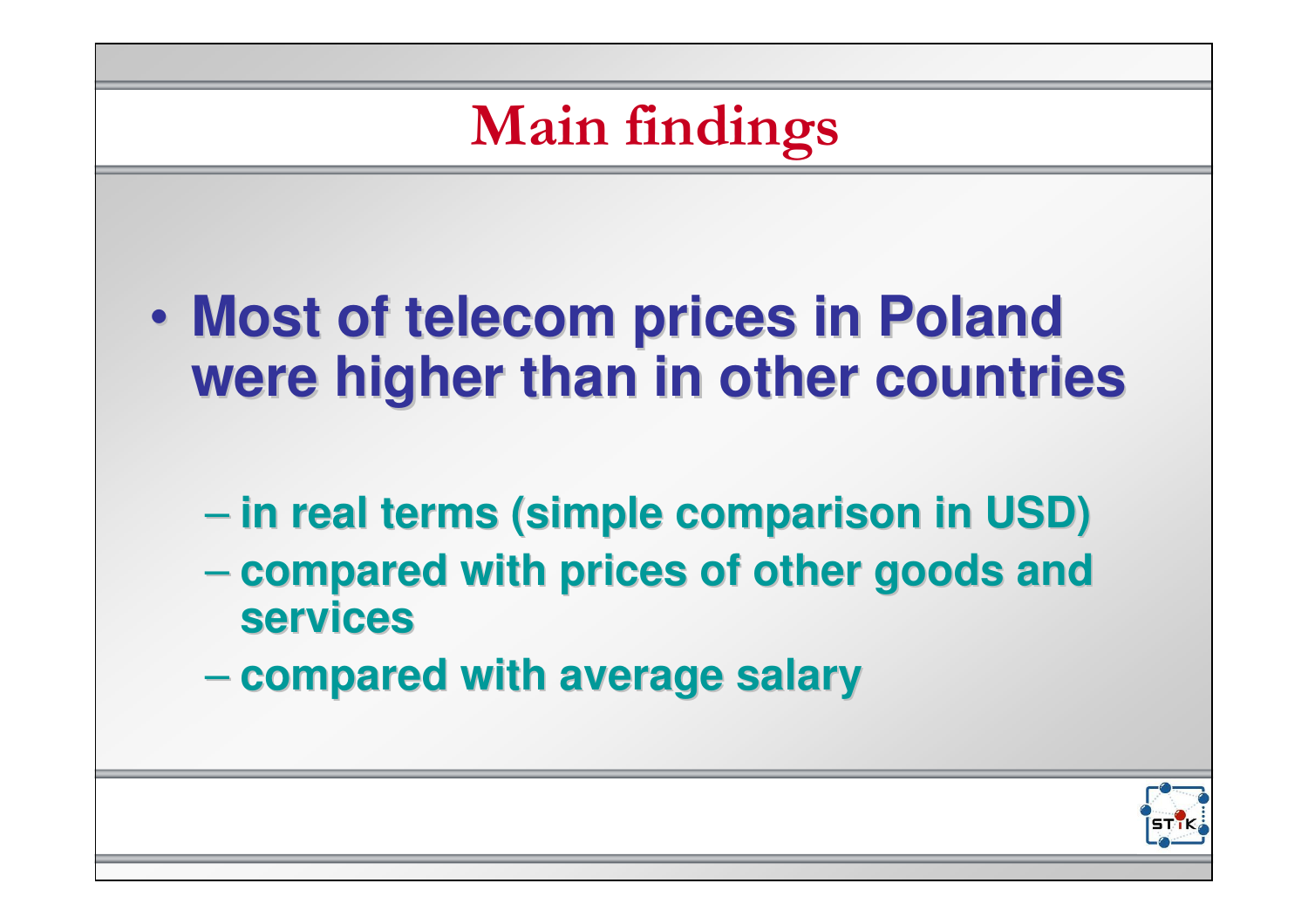# Main findings

- **Most of telecom prices in Poland were higher than in other countries**
  - **in real terms (simple comparison in USD)**
  - **compared with prices of other goods and services**
  - **compared with average salary**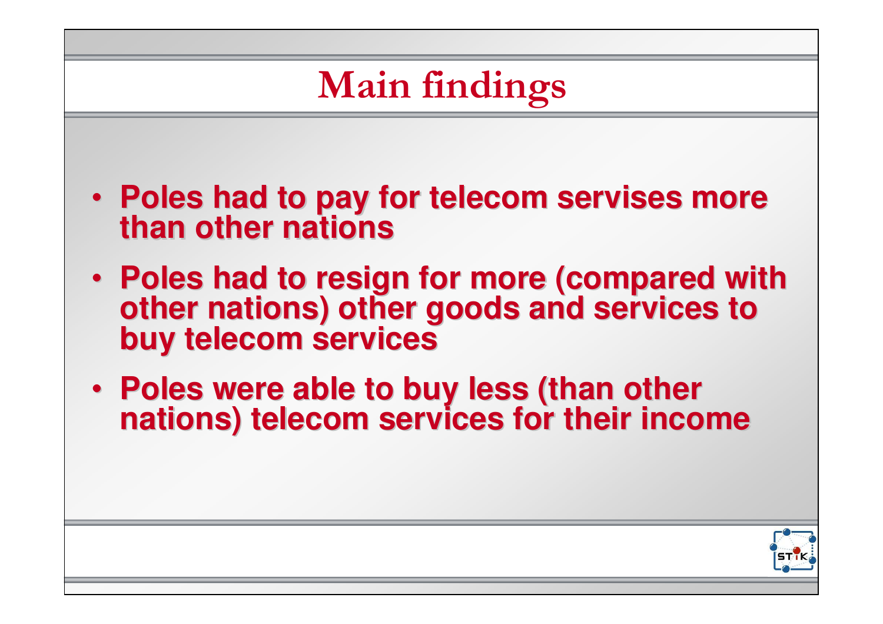# Main findings

- Poles had to pay for telecom servises more than other nations
- Poles had to resign for more (compared with other nations) other goods and services to buy telecom services
- Poles were able to buy less (than other nations) telecom services for their income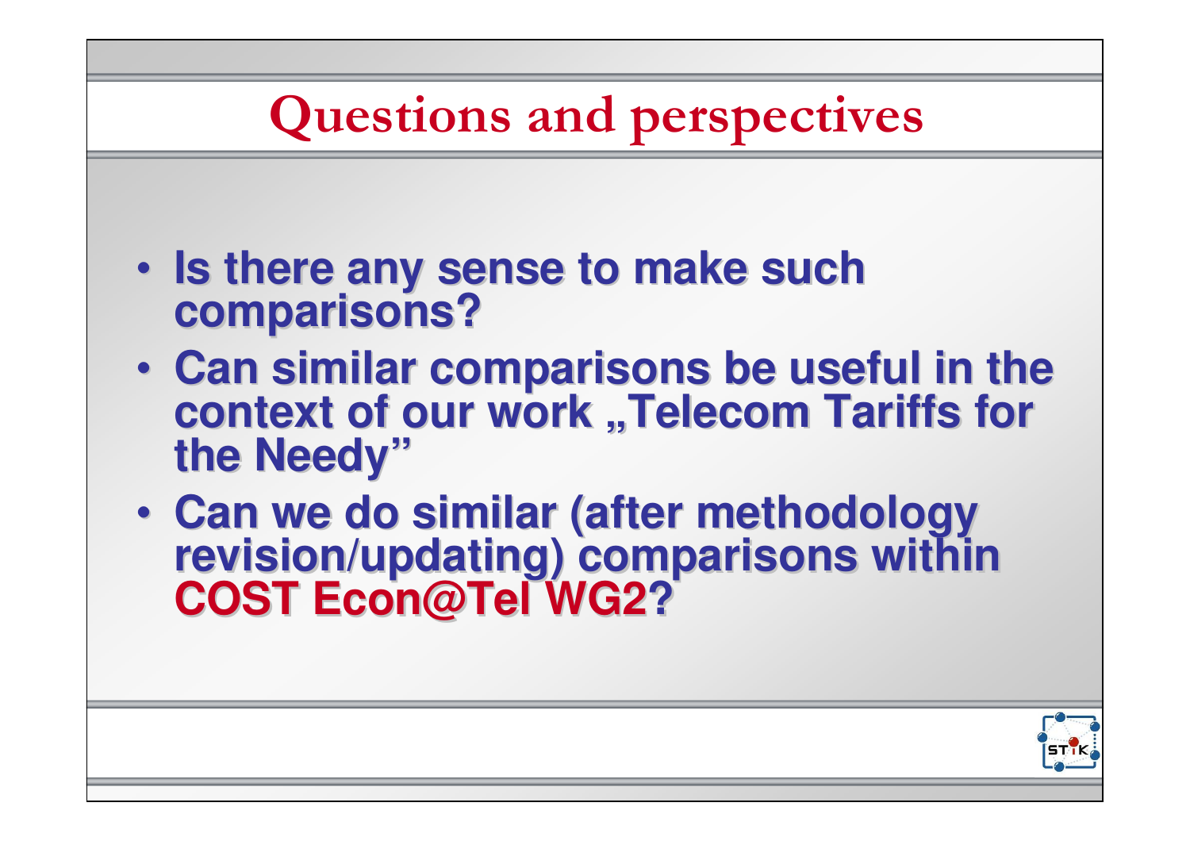# Questions and perspectives

- **Is there any sense to make such comparisons?**
- **Can similar comparisons be useful in the context of our work „Telecom Tariffs for the Needy"**
- **Can we do similar (after methodology revision/updating) comparisons within COST Econ@Tel WG2?**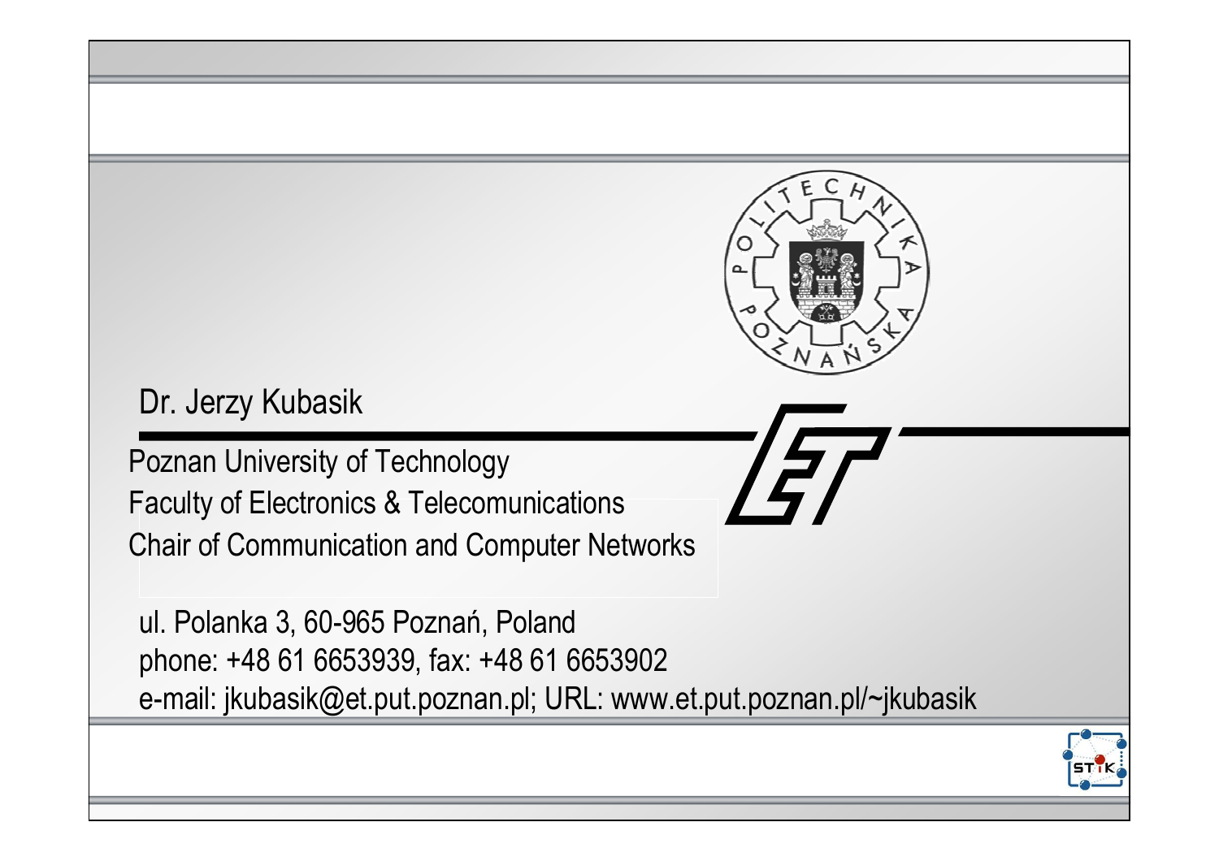Dr. Jerzy Kubasik

Poznan University of Technology
Faculty of Electronics & Telecomunications
Chair of Communication and Computer Networks

ul. Polanka 3, 60-965 Poznań, Poland
phone: +48 61 6653939, fax: +48 61 6653902
e-mail: jkubasik@et.put.poznan.pl; URL: www.et.put.poznan.pl/~jkubasik